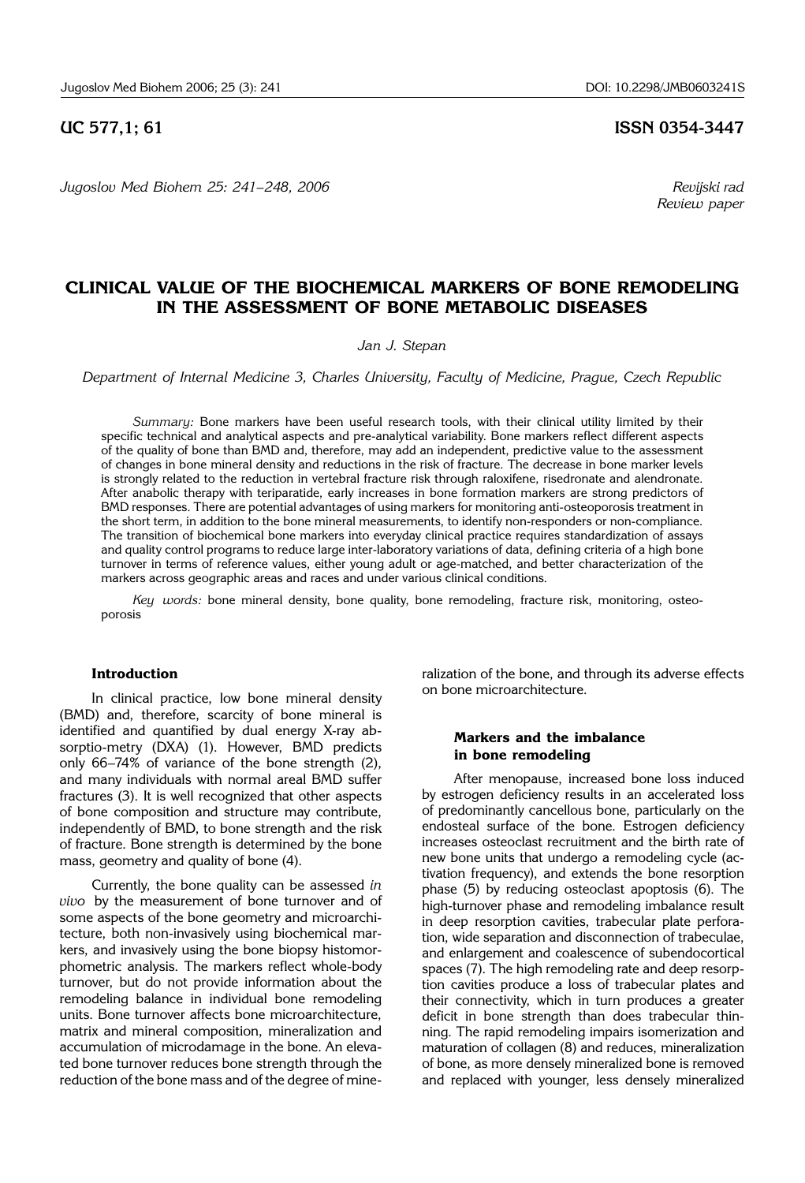UC 577,1; 61

ISSN 0354-3447

*Revijski rad*
*Review paper*

# CLINICAL VALUE OF THE BIOCHEMICAL MARKERS OF BONE REMODELING IN THE ASSESSMENT OF BONE METABOLIC DISEASES

*Jan J. Stepan*

*Department of Internal Medicine 3, Charles University, Faculty of Medicine, Prague, Czech Republic*

*Summary:* Bone markers have been useful research tools, with their clinical utility limited by their specific technical and analytical aspects and pre-analytical variability. Bone markers reflect different aspects of the quality of bone than BMD and, therefore, may add an independent, predictive value to the assessment of changes in bone mineral density and reductions in the risk of fracture. The decrease in bone marker levels is strongly related to the reduction in vertebral fracture risk through raloxifene, risedronate and alendronate. After anabolic therapy with teriparatide, early increases in bone formation markers are strong predictors of BMD responses. There are potential advantages of using markers for monitoring anti-osteoporosis treatment in the short term, in addition to the bone mineral measurements, to identify non-responders or non-compliance. The transition of biochemical bone markers into everyday clinical practice requires standardization of assays and quality control programs to reduce large inter-laboratory variations of data, defining criteria of a high bone turnover in terms of reference values, either young adult or age-matched, and better characterization of the markers across geographic areas and races and under various clinical conditions.

*Key words:* bone mineral density, bone quality, bone remodeling, fracture risk, monitoring, osteoporosis

## Introduction

In clinical practice, low bone mineral density (BMD) and, therefore, scarcity of bone mineral is identified and quantified by dual energy X-ray absorptio-metry (DXA) (1). However, BMD predicts only 66–74% of variance of the bone strength (2), and many individuals with normal areal BMD suffer fractures (3). It is well recognized that other aspects of bone composition and structure may contribute, independently of BMD, to bone strength and the risk of fracture. Bone strength is determined by the bone mass, geometry and quality of bone (4).

Currently, the bone quality can be assessed *in vivo* by the measurement of bone turnover and of some aspects of the bone geometry and microarchitecture, both non-invasively using biochemical markers, and invasively using the bone biopsy histomorphometric analysis. The markers reflect whole-body turnover, but do not provide information about the remodeling balance in individual bone remodeling units. Bone turnover affects bone microarchitecture, matrix and mineral composition, mineralization and accumulation of microdamage in the bone. An elevated bone turnover reduces bone strength through the reduction of the bone mass and of the degree of mineralization of the bone, and through its adverse effects on bone microarchitecture.

### Markers and the imbalance in bone remodeling

After menopause, increased bone loss induced by estrogen deficiency results in an accelerated loss of predominantly cancellous bone, particularly on the endosteal surface of the bone. Estrogen deficiency increases osteoclast recruitment and the birth rate of new bone units that undergo a remodeling cycle (activation frequency), and extends the bone resorption phase (5) by reducing osteoclast apoptosis (6). The high-turnover phase and remodeling imbalance result in deep resorption cavities, trabecular plate perforation, wide separation and disconnection of trabeculae, and enlargement and coalescence of subendocortical spaces (7). The high remodeling rate and deep resorption cavities produce a loss of trabecular plates and their connectivity, which in turn produces a greater deficit in bone strength than does trabecular thinning. The rapid remodeling impairs isomerization and maturation of collagen (8) and reduces, mineralization of bone, as more densely mineralized bone is removed and replaced with younger, less densely mineralized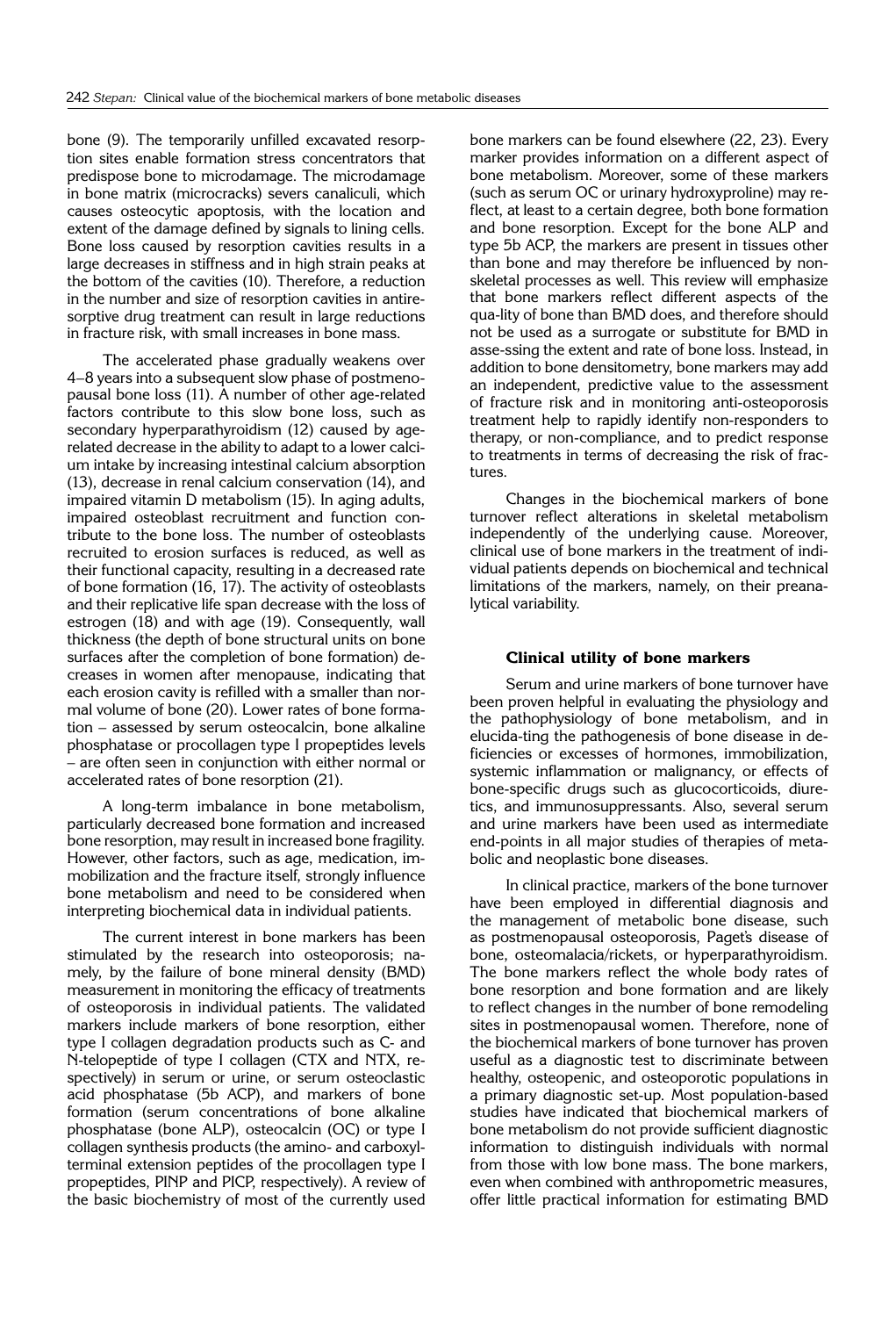bone (9). The temporarily unfilled excavated resorption sites enable formation stress concentrators that predispose bone to microdamage. The microdamage in bone matrix (microcracks) severs canaliculi, which causes osteocytic apoptosis, with the location and extent of the damage defined by signals to lining cells. Bone loss caused by resorption cavities results in a large decreases in stiffness and in high strain peaks at the bottom of the cavities (10). Therefore, a reduction in the number and size of resorption cavities in antiresorptive drug treatment can result in large reductions in fracture risk, with small increases in bone mass.

The accelerated phase gradually weakens over 4–8 years into a subsequent slow phase of postmenopausal bone loss (11). A number of other age-related factors contribute to this slow bone loss, such as secondary hyperparathyroidism (12) caused by age-related decrease in the ability to adapt to a lower calcium intake by increasing intestinal calcium absorption (13), decrease in renal calcium conservation (14), and impaired vitamin D metabolism (15). In aging adults, impaired osteoblast recruitment and function contribute to the bone loss. The number of osteoblasts recruited to erosion surfaces is reduced, as well as their functional capacity, resulting in a decreased rate of bone formation (16, 17). The activity of osteoblasts and their replicative life span decrease with the loss of estrogen (18) and with age (19). Consequently, wall thickness (the depth of bone structural units on bone surfaces after the completion of bone formation) decreases in women after menopause, indicating that each erosion cavity is refilled with a smaller than normal volume of bone (20). Lower rates of bone formation – assessed by serum osteocalcin, bone alkaline phosphatase or procollagen type I propeptides levels – are often seen in conjunction with either normal or accelerated rates of bone resorption (21).

A long-term imbalance in bone metabolism, particularly decreased bone formation and increased bone resorption, may result in increased bone fragility. However, other factors, such as age, medication, immobilization and the fracture itself, strongly influence bone metabolism and need to be considered when interpreting biochemical data in individual patients.

The current interest in bone markers has been stimulated by the research into osteoporosis; namely, by the failure of bone mineral density (BMD) measurement in monitoring the efficacy of treatments of osteoporosis in individual patients. The validated markers include markers of bone resorption, either type I collagen degradation products such as C- and N-telopeptide of type I collagen (CTX and NTX, respectively) in serum or urine, or serum osteoclastic acid phosphatase (5b ACP), and markers of bone formation (serum concentrations of bone alkaline phosphatase (bone ALP), osteocalcin (OC) or type I collagen synthesis products (the amino- and carboxyl-terminal extension peptides of the procollagen type I propeptides, PINP and PICP, respectively). A review of the basic biochemistry of most of the currently used bone markers can be found elsewhere (22, 23). Every marker provides information on a different aspect of bone metabolism. Moreover, some of these markers (such as serum OC or urinary hydroxyproline) may reflect, at least to a certain degree, both bone formation and bone resorption. Except for the bone ALP and type 5b ACP, the markers are present in tissues other than bone and may therefore be influenced by non-skeletal processes as well. This review will emphasize that bone markers reflect different aspects of the quality of bone than BMD does, and therefore should not be used as a surrogate or substitute for BMD in assessing the extent and rate of bone loss. Instead, in addition to bone densitometry, bone markers may add an independent, predictive value to the assessment of fracture risk and in monitoring anti-osteoporosis treatment help to rapidly identify non-responders to therapy, or non-compliance, and to predict response to treatments in terms of decreasing the risk of fractures.

Changes in the biochemical markers of bone turnover reflect alterations in skeletal metabolism independently of the underlying cause. Moreover, clinical use of bone markers in the treatment of individual patients depends on biochemical and technical limitations of the markers, namely, on their preanalytical variability.

## Clinical utility of bone markers

Serum and urine markers of bone turnover have been proven helpful in evaluating the physiology and the pathophysiology of bone metabolism, and in elucidating the pathogenesis of bone disease in deficiencies or excesses of hormones, immobilization, systemic inflammation or malignancy, or effects of bone-specific drugs such as glucocorticoids, diuretics, and immunosuppressants. Also, several serum and urine markers have been used as intermediate end-points in all major studies of therapies of metabolic and neoplastic bone diseases.

In clinical practice, markers of the bone turnover have been employed in differential diagnosis and the management of metabolic bone disease, such as postmenopausal osteoporosis, Paget's disease of bone, osteomalacia/rickets, or hyperparathyroidism. The bone markers reflect the whole body rates of bone resorption and bone formation and are likely to reflect changes in the number of bone remodeling sites in postmenopausal women. Therefore, none of the biochemical markers of bone turnover has proven useful as a diagnostic test to discriminate between healthy, osteopenic, and osteoporotic populations in a primary diagnostic set-up. Most population-based studies have indicated that biochemical markers of bone metabolism do not provide sufficient diagnostic information to distinguish individuals with normal from those with low bone mass. The bone markers, even when combined with anthropometric measures, offer little practical information for estimating BMD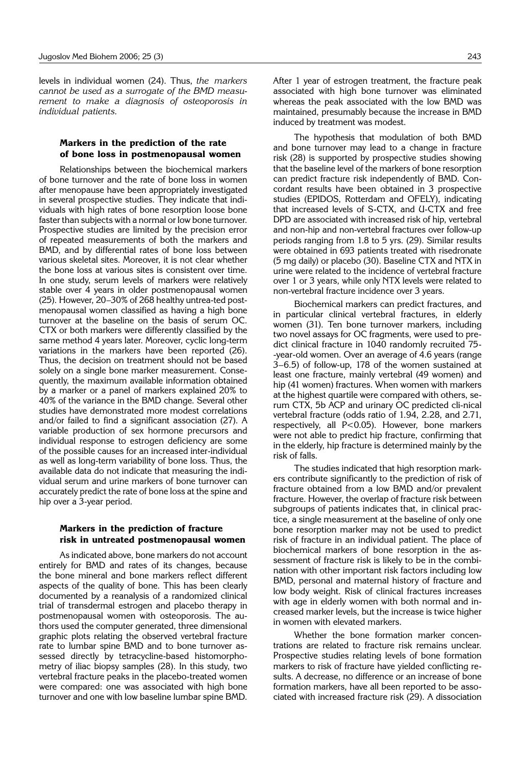levels in individual women (24). Thus, *the markers cannot be used as a surrogate of the BMD measurement to make a diagnosis of osteoporosis in individual patients.*

### Markers in the prediction of the rate of bone loss in postmenopausal women

Relationships between the biochemical markers of bone turnover and the rate of bone loss in women after menopause have been appropriately investigated in several prospective studies. They indicate that individuals with high rates of bone resorption loose bone faster than subjects with a normal or low bone turnover. Prospective studies are limited by the precision error of repeated measurements of both the markers and BMD, and by differential rates of bone loss between various skeletal sites. Moreover, it is not clear whether the bone loss at various sites is consistent over time. In one study, serum levels of markers were relatively stable over 4 years in older postmenopausal women (25). However, 20–30% of 268 healthy untrea-ted postmenopausal women classified as having a high bone turnover at the baseline on the basis of serum OC. CTX or both markers were differently classified by the same method 4 years later. Moreover, cyclic long-term variations in the markers have been reported (26). Thus, the decision on treatment should not be based solely on a single bone marker measurement. Consequently, the maximum available information obtained by a marker or a panel of markers explained 20% to 40% of the variance in the BMD change. Several other studies have demonstrated more modest correlations and/or failed to find a significant association (27). A variable production of sex hormone precursors and individual response to estrogen deficiency are some of the possible causes for an increased inter-individual as well as long-term variability of bone loss. Thus, the available data do not indicate that measuring the individual serum and urine markers of bone turnover can accurately predict the rate of bone loss at the spine and hip over a 3-year period.

### Markers in the prediction of fracture risk in untreated postmenopausal women

As indicated above, bone markers do not account entirely for BMD and rates of its changes, because the bone mineral and bone markers reflect different aspects of the quality of bone. This has been clearly documented by a reanalysis of a randomized clinical trial of transdermal estrogen and placebo therapy in postmenopausal women with osteoporosis. The authors used the computer generated, three dimensional graphic plots relating the observed vertebral fracture rate to lumbar spine BMD and to bone turnover assessed directly by tetracycline-based histomorphometry of iliac biopsy samples (28). In this study, two vertebral fracture peaks in the placebo-treated women were compared: one was associated with high bone turnover and one with low baseline lumbar spine BMD. After 1 year of estrogen treatment, the fracture peak associated with high bone turnover was eliminated whereas the peak associated with the low BMD was maintained, presumably because the increase in BMD induced by treatment was modest.

The hypothesis that modulation of both BMD and bone turnover may lead to a change in fracture risk (28) is supported by prospective studies showing that the baseline level of the markers of bone resorption can predict fracture risk independently of BMD. Concordant results have been obtained in 3 prospective studies (EPIDOS, Rotterdam and OFELY), indicating that increased levels of S-CTX, and U-CTX and free DPD are associated with increased risk of hip, vertebral and non-hip and non-vertebral fractures over follow-up periods ranging from 1.8 to 5 yrs. (29). Similar results were obtained in 693 patients treated with risedronate (5 mg daily) or placebo (30). Baseline CTX and NTX in urine were related to the incidence of vertebral fracture over 1 or 3 years, while only NTX levels were related to non-vertebral fracture incidence over 3 years.

Biochemical markers can predict fractures, and in particular clinical vertebral fractures, in elderly women (31). Ten bone turnover markers, including two novel assays for OC fragments, were used to predict clinical fracture in 1040 randomly recruited 75-year-old women. Over an average of 4.6 years (range 3–6.5) of follow-up, 178 of the women sustained at least one fracture, mainly vertebral (49 women) and hip (41 women) fractures. When women with markers at the highest quartile were compared with others, serum CTX, 5b ACP and urinary OC predicted clinical vertebral fracture (odds ratio of 1.94, 2.28, and 2.71, respectively, all $P<0.05$). However, bone markers were not able to predict hip fracture, confirming that in the elderly, hip fracture is determined mainly by the risk of falls.

The studies indicated that high resorption markers contribute significantly to the prediction of risk of fracture obtained from a low BMD and/or prevalent fracture. However, the overlap of fracture risk between subgroups of patients indicates that, in clinical practice, a single measurement at the baseline of only one bone resorption marker may not be used to predict risk of fracture in an individual patient. The place of biochemical markers of bone resorption in the assessment of fracture risk is likely to be in the combination with other important risk factors including low BMD, personal and maternal history of fracture and low body weight. Risk of clinical fractures increases with age in elderly women with both normal and increased marker levels, but the increase is twice higher in women with elevated markers.

Whether the bone formation marker concentrations are related to fracture risk remains unclear. Prospective studies relating levels of bone formation markers to risk of fracture have yielded conflicting results. A decrease, no difference or an increase of bone formation markers, have all been reported to be associated with increased fracture risk (29). A dissociation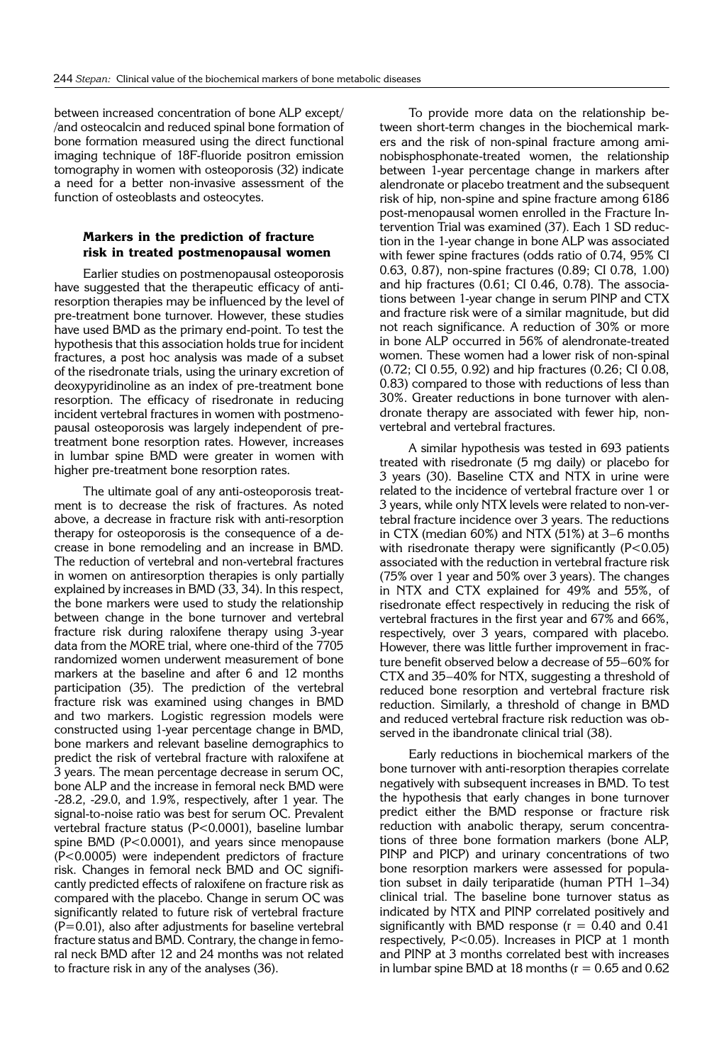between increased concentration of bone ALP except/ /and osteocalcin and reduced spinal bone formation of bone formation measured using the direct functional imaging technique of 18F-fluoride positron emission tomography in women with osteoporosis (32) indicate a need for a better non-invasive assessment of the function of osteoblasts and osteocytes.

### Markers in the prediction of fracture risk in treated postmenopausal women

Earlier studies on postmenopausal osteoporosis have suggested that the therapeutic efficacy of anti-resorption therapies may be influenced by the level of pre-treatment bone turnover. However, these studies have used BMD as the primary end-point. To test the hypothesis that this association holds true for incident fractures, a post hoc analysis was made of a subset of the risedronate trials, using the urinary excretion of deoxypyridinoline as an index of pre-treatment bone resorption. The efficacy of risedronate in reducing incident vertebral fractures in women with postmenopausal osteoporosis was largely independent of pre-treatment bone resorption rates. However, increases in lumbar spine BMD were greater in women with higher pre-treatment bone resorption rates.

The ultimate goal of any anti-osteoporosis treatment is to decrease the risk of fractures. As noted above, a decrease in fracture risk with anti-resorption therapy for osteoporosis is the consequence of a decrease in bone remodeling and an increase in BMD. The reduction of vertebral and non-vertebral fractures in women on antiresorption therapies is only partially explained by increases in BMD (33, 34). In this respect, the bone markers were used to study the relationship between change in the bone turnover and vertebral fracture risk during raloxifene therapy using 3-year data from the MORE trial, where one-third of the 7705 randomized women underwent measurement of bone markers at the baseline and after 6 and 12 months participation (35). The prediction of the vertebral fracture risk was examined using changes in BMD and two markers. Logistic regression models were constructed using 1-year percentage change in BMD, bone markers and relevant baseline demographics to predict the risk of vertebral fracture with raloxifene at 3 years. The mean percentage decrease in serum OC, bone ALP and the increase in femoral neck BMD were -28.2, -29.0, and 1.9%, respectively, after 1 year. The signal-to-noise ratio was best for serum OC. Prevalent vertebral fracture status ($P<0.0001$), baseline lumbar spine BMD ($P<0.0001$), and years since menopause ($P<0.0005$) were independent predictors of fracture risk. Changes in femoral neck BMD and OC significantly predicted effects of raloxifene on fracture risk as compared with the placebo. Change in serum OC was significantly related to future risk of vertebral fracture ($P=0.01$), also after adjustments for baseline vertebral fracture status and BMD. Contrary, the change in femoral neck BMD after 12 and 24 months was not related to fracture risk in any of the analyses (36).

To provide more data on the relationship between short-term changes in the biochemical markers and the risk of non-spinal fracture among aminobisphosphonate-treated women, the relationship between 1-year percentage change in markers after alendronate or placebo treatment and the subsequent risk of hip, non-spine and spine fracture among 6186 post-menopausal women enrolled in the Fracture Intervention Trial was examined (37). Each 1 SD reduction in the 1-year change in bone ALP was associated with fewer spine fractures (odds ratio of 0.74, 95% CI 0.63, 0.87), non-spine fractures (0.89; CI 0.78, 1.00) and hip fractures (0.61; CI 0.46, 0.78). The associations between 1-year change in serum PINP and CTX and fracture risk were of a similar magnitude, but did not reach significance. A reduction of 30% or more in bone ALP occurred in 56% of alendronate-treated women. These women had a lower risk of non-spinal (0.72; CI 0.55, 0.92) and hip fractures (0.26; CI 0.08, 0.83) compared to those with reductions of less than 30%. Greater reductions in bone turnover with alendronate therapy are associated with fewer hip, non-vertebral and vertebral fractures.

A similar hypothesis was tested in 693 patients treated with risedronate (5 mg daily) or placebo for 3 years (30). Baseline CTX and NTX in urine were related to the incidence of vertebral fracture over 1 or 3 years, while only NTX levels were related to non-vertebral fracture incidence over 3 years. The reductions in CTX (median 60%) and NTX (51%) at 3–6 months with risedronate therapy were significantly ($P<0.05$) associated with the reduction in vertebral fracture risk (75% over 1 year and 50% over 3 years). The changes in NTX and CTX explained for 49% and 55%, of risedronate effect respectively in reducing the risk of vertebral fractures in the first year and 67% and 66%, respectively, over 3 years, compared with placebo. However, there was little further improvement in fracture benefit observed below a decrease of 55–60% for CTX and 35–40% for NTX, suggesting a threshold of reduced bone resorption and vertebral fracture risk reduction. Similarly, a threshold of change in BMD and reduced vertebral fracture risk reduction was observed in the ibandronate clinical trial (38).

Early reductions in biochemical markers of the bone turnover with anti-resorption therapies correlate negatively with subsequent increases in BMD. To test the hypothesis that early changes in bone turnover predict either the BMD response or fracture risk reduction with anabolic therapy, serum concentrations of three bone formation markers (bone ALP, PINP and PICP) and urinary concentrations of two bone resorption markers were assessed for population subset in daily teriparatide (human PTH 1–34) clinical trial. The baseline bone turnover status as indicated by NTX and PINP correlated positively and significantly with BMD response ($r = 0.40$ and $0.41$ respectively, $P<0.05$). Increases in PICP at 1 month and PINP at 3 months correlated best with increases in lumbar spine BMD at 18 months ($r = 0.65$ and $0.62$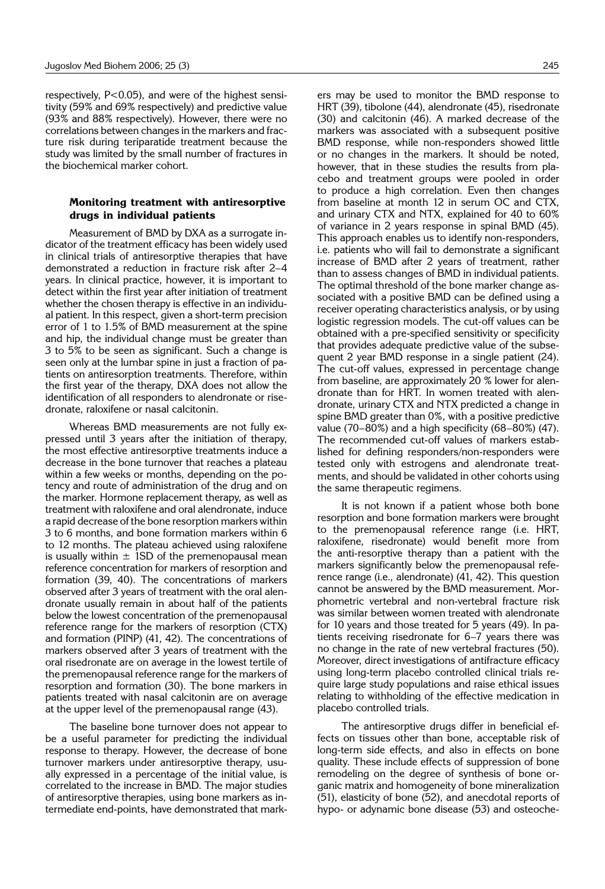respectively, $P<0.05$), and were of the highest sensitivity (59% and 69% respectively) and predictive value (93% and 88% respectively). However, there were no correlations between changes in the markers and fracture risk during teriparatide treatment because the study was limited by the small number of fractures in the biochemical marker cohort.

### Monitoring treatment with antiresorptive drugs in individual patients

Measurement of BMD by DXA as a surrogate indicator of the treatment efficacy has been widely used in clinical trials of antiresorptive therapies that have demonstrated a reduction in fracture risk after 2–4 years. In clinical practice, however, it is important to detect within the first year after initiation of treatment whether the chosen therapy is effective in an individual patient. In this respect, given a short-term precision error of 1 to 1.5% of BMD measurement at the spine and hip, the individual change must be greater than 3 to 5% to be seen as significant. Such a change is seen only at the lumbar spine in just a fraction of patients on antiresorption treatments. Therefore, within the first year of the therapy, DXA does not allow the identification of all responders to alendronate or risedronate, raloxifene or nasal calcitonin.

Whereas BMD measurements are not fully expressed until 3 years after the initiation of therapy, the most effective antiresorptive treatments induce a decrease in the bone turnover that reaches a plateau within a few weeks or months, depending on the potency and route of administration of the drug and on the marker. Hormone replacement therapy, as well as treatment with raloxifene and oral alendronate, induce a rapid decrease of the bone resorption markers within 3 to 6 months, and bone formation markers within 6 to 12 months. The plateau achieved using raloxifene is usually within $\pm$ 1SD of the premenopausal mean reference concentration for markers of resorption and formation (39, 40). The concentrations of markers observed after 3 years of treatment with the oral alendronate usually remain in about half of the patients below the lowest concentration of the premenopausal reference range for the markers of resorption (CTX) and formation (PINP) (41, 42). The concentrations of markers observed after 3 years of treatment with the oral risedronate are on average in the lowest tertile of the premenopausal reference range for the markers of resorption and formation (30). The bone markers in patients treated with nasal calcitonin are on average at the upper level of the premenopausal range (43).

The baseline bone turnover does not appear to be a useful parameter for predicting the individual response to therapy. However, the decrease of bone turnover markers under antiresorptive therapy, usually expressed in a percentage of the initial value, is correlated to the increase in BMD. The major studies of antiresorptive therapies, using bone markers as intermediate end-points, have demonstrated that markers may be used to monitor the BMD response to HRT (39), tibolone (44), alendronate (45), risedronate (30) and calcitonin (46). A marked decrease of the markers was associated with a subsequent positive BMD response, while non-responders showed little or no changes in the markers. It should be noted, however, that in these studies the results from placebo and treatment groups were pooled in order to produce a high correlation. Even then changes from baseline at month 12 in serum OC and CTX, and urinary CTX and NTX, explained for 40 to 60% of variance in 2 years response in spinal BMD (45). This approach enables us to identify non-responders, i.e. patients who will fail to demonstrate a significant increase of BMD after 2 years of treatment, rather than to assess changes of BMD in individual patients. The optimal threshold of the bone marker change associated with a positive BMD can be defined using a receiver operating characteristics analysis, or by using logistic regression models. The cut-off values can be obtained with a pre-specified sensitivity or specificity that provides adequate predictive value of the subsequent 2 year BMD response in a single patient (24). The cut-off values, expressed in percentage change from baseline, are approximately 20 % lower for alendronate than for HRT. In women treated with alendronate, urinary CTX and NTX predicted a change in spine BMD greater than 0%, with a positive predictive value (70–80%) and a high specificity (68–80%) (47). The recommended cut-off values of markers established for defining responders/non-responders were tested only with estrogens and alendronate treatments, and should be validated in other cohorts using the same therapeutic regimens.

It is not known if a patient whose both bone resorption and bone formation markers were brought to the premenopausal reference range (i.e. HRT, raloxifene, risedronate) would benefit more from the anti-resorptive therapy than a patient with the markers significantly below the premenopausal reference range (i.e., alendronate) (41, 42). This question cannot be answered by the BMD measurement. Morphometric vertebral and non-vertebral fracture risk was similar between women treated with alendronate for 10 years and those treated for 5 years (49). In patients receiving risedronate for 6–7 years there was no change in the rate of new vertebral fractures (50). Moreover, direct investigations of antifracture efficacy using long-term placebo controlled clinical trials require large study populations and raise ethical issues relating to withholding of the effective medication in placebo controlled trials.

The antiresorptive drugs differ in beneficial effects on tissues other than bone, acceptable risk of long-term side effects, and also in effects on bone quality. These include effects of suppression of bone remodeling on the degree of synthesis of bone organic matrix and homogeneity of bone mineralization (51), elasticity of bone (52), and anecdotal reports of hypo- or adynamic bone disease (53) and osteoche-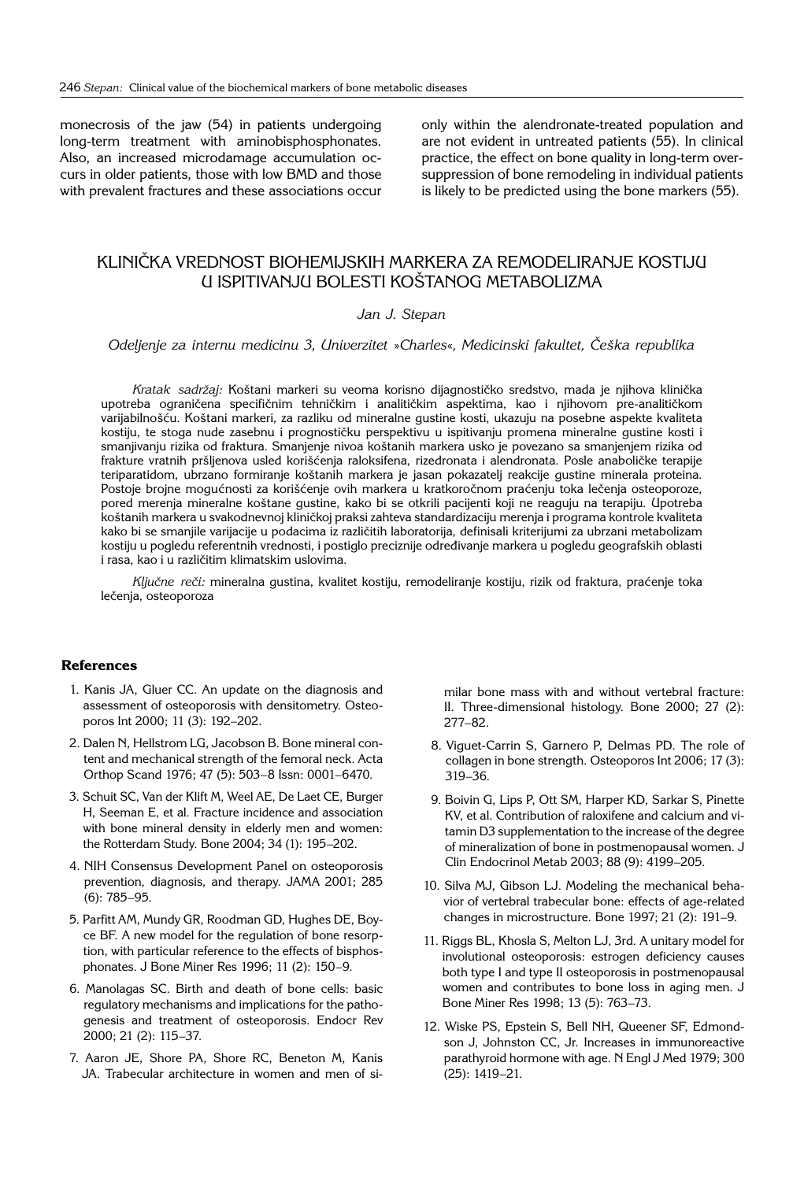monecrosis of the jaw (54) in patients undergoing long-term treatment with aminobisphosphonates. Also, an increased microdamage accumulation occurs in older patients, those with low BMD and those with prevalent fractures and these associations occur only within the alendronate-treated population and are not evident in untreated patients (55). In clinical practice, the effect on bone quality in long-term oversuppression of bone remodeling in individual patients is likely to be predicted using the bone markers (55).

## KLINIČKA VREDNOST BIOHEMIJSKIH MARKERA ZA REMODELIRANJE KOSTIJU U ISPITIVANJU BOLESTI KOŠTANOG METABOLIZMA

*Jan J. Stepan*

*Odeljenje za internu medicinu 3, Univerzitet »Charles«, Medicinski fakultet, Češka republika*

*Kratak sadržaj:* Koštani markeri su veoma korisno dijagnostičko sredstvo, mada je njihova klinička upotreba ograničena specifičnim tehničkim i analitičkim aspektima, kao i njihovom pre-analitičkom varijabilnošću. Koštani markeri, za razliku od mineralne gustine kosti, ukazuju na posebne aspekte kvaliteta kostiju, te stoga nude zasebnu i prognostičku perspektivu u ispitivanju promena mineralne gustine kosti i smanjivanju rizika od fraktura. Smanjenje nivoa koštanih markera usko je povezano sa smanjenjem rizika od frakture vratnih pršljenova usled korišćenja raloksifena, rizedronata i alendronata. Posle anaboličke terapije teriparatidom, ubrzano formiranje koštanih markera je jasan pokazatelj reakcije gustine minerala proteina. Postoje brojne mogućnosti za korišćenje ovih markera u kratkoročnom praćenju toka lečenja osteoporoze, pored merenja mineralne koštane gustine, kako bi se otkrili pacijenti koji ne reaguju na terapiju. Upotreba koštanih markera u svakodnevnoj kliničkoj praksi zahteva standardizaciju merenja i programa kontrole kvaliteta kako bi se smanjile varijacije u podacima iz različitih laboratorija, definisali kriterijumi za ubrzani metabolizam kostiju u pogledu referentnih vrednosti, i postiglo preciznije određivanje markera u pogledu geografskih oblasti i rasa, kao i u različitim klimatskim uslovima.

*Ključne reči:* mineralna gustina, kvalitet kostiju, remodeliranje kostiju, rizik od fraktura, praćenje toka lečenja, osteoporoza

### References

1. Kanis JA, Gluer CC. An update on the diagnosis and assessment of osteoporosis with densitometry. Osteoporos Int 2000; 11 (3): 192–202.
2. Dalen N, Hellstrom LG, Jacobson B. Bone mineral content and mechanical strength of the femoral neck. Acta Orthop Scand 1976; 47 (5): 503–8 Issn: 0001–6470.
3. Schuit SC, Van der Klift M, Weel AE, De Laet CE, Burger H, Seeman E, et al. Fracture incidence and association with bone mineral density in elderly men and women: the Rotterdam Study. Bone 2004; 34 (1): 195–202.
4. NIH Consensus Development Panel on osteoporosis prevention, diagnosis, and therapy. JAMA 2001; 285 (6): 785–95.
5. Parfitt AM, Mundy GR, Roodman GD, Hughes DE, Boyce BF. A new model for the regulation of bone resorption, with particular reference to the effects of bisphosphonates. J Bone Miner Res 1996; 11 (2): 150–9.
6. Manolagas SC. Birth and death of bone cells: basic regulatory mechanisms and implications for the pathogenesis and treatment of osteoporosis. Endocr Rev 2000; 21 (2): 115–37.
7. Aaron JE, Shore PA, Shore RC, Beneton M, Kanis JA. Trabecular architecture in women and men of similar bone mass with and without vertebral fracture: II. Three-dimensional histology. Bone 2000; 27 (2): 277–82.
8. Viguet-Carrin S, Garnero P, Delmas PD. The role of collagen in bone strength. Osteoporos Int 2006; 17 (3): 319–36.
9. Boivin G, Lips P, Ott SM, Harper KD, Sarkar S, Pinette KV, et al. Contribution of raloxifene and calcium and vitamin D3 supplementation to the increase of the degree of mineralization of bone in postmenopausal women. J Clin Endocrinol Metab 2003; 88 (9): 4199–205.
10. Silva MJ, Gibson LJ. Modeling the mechanical behavior of vertebral trabecular bone: effects of age-related changes in microstructure. Bone 1997; 21 (2): 191–9.
11. Riggs BL, Khosla S, Melton LJ, 3rd. A unitary model for involutional osteoporosis: estrogen deficiency causes both type I and type II osteoporosis in postmenopausal women and contributes to bone loss in aging men. J Bone Miner Res 1998; 13 (5): 763–73.
12. Wiske PS, Epstein S, Bell NH, Queener SF, Edmondson J, Johnston CC, Jr. Increases in immunoreactive parathyroid hormone with age. N Engl J Med 1979; 300 (25): 1419–21.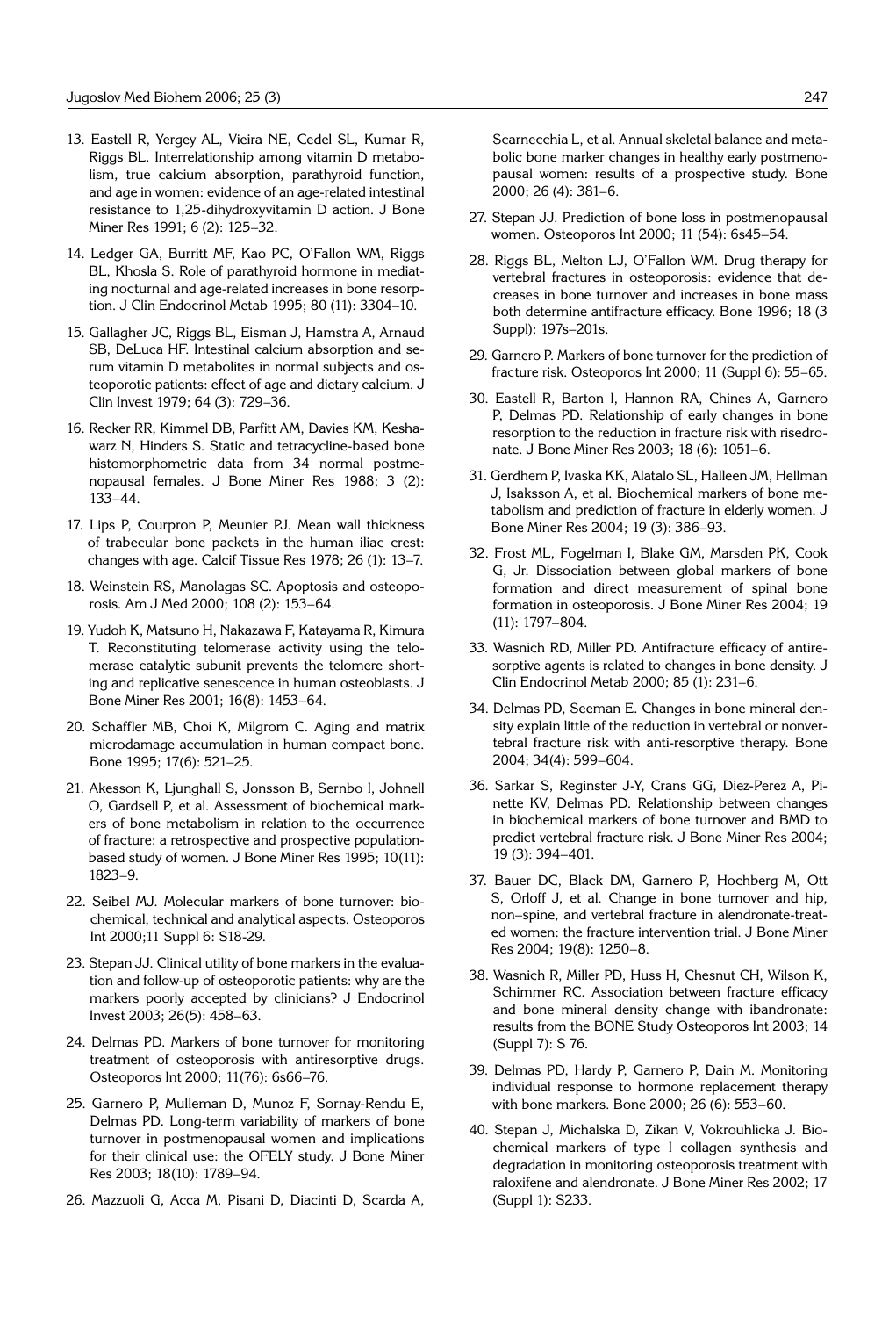13. Eastell R, Yergey AL, Vieira NE, Cedel SL, Kumar R, Riggs BL. Interrelationship among vitamin D metabolism, true calcium absorption, parathyroid function, and age in women: evidence of an age-related intestinal resistance to 1,25-dihydroxyvitamin D action. J Bone Miner Res 1991; 6 (2): 125–32.

14. Ledger GA, Burritt MF, Kao PC, O'Fallon WM, Riggs BL, Khosla S. Role of parathyroid hormone in mediating nocturnal and age-related increases in bone resorption. J Clin Endocrinol Metab 1995; 80 (11): 3304–10.

15. Gallagher JC, Riggs BL, Eisman J, Hamstra A, Arnaud SB, DeLuca HF. Intestinal calcium absorption and serum vitamin D metabolites in normal subjects and osteoporotic patients: effect of age and dietary calcium. J Clin Invest 1979; 64 (3): 729–36.

16. Recker RR, Kimmel DB, Parfitt AM, Davies KM, Keshawarz N, Hinders S. Static and tetracycline-based bone histomorphometric data from 34 normal postmenopausal females. J Bone Miner Res 1988; 3 (2): 133–44.

17. Lips P, Courpron P, Meunier PJ. Mean wall thickness of trabecular bone packets in the human iliac crest: changes with age. Calcif Tissue Res 1978; 26 (1): 13–7.

18. Weinstein RS, Manolagas SC. Apoptosis and osteoporosis. Am J Med 2000; 108 (2): 153–64.

19. Yudoh K, Matsuno H, Nakazawa F, Katayama R, Kimura T. Reconstituting telomerase activity using the telomerase catalytic subunit prevents the telomere shorting and replicative senescence in human osteoblasts. J Bone Miner Res 2001; 16(8): 1453–64.

20. Schaffler MB, Choi K, Milgrom C. Aging and matrix microdamage accumulation in human compact bone. Bone 1995; 17(6): 521–25.

21. Akesson K, Ljunghall S, Jonsson B, Sernbo I, Johnell O, Gardsell P, et al. Assessment of biochemical markers of bone metabolism in relation to the occurrence of fracture: a retrospective and prospective population-based study of women. J Bone Miner Res 1995; 10(11): 1823–9.

22. Seibel MJ. Molecular markers of bone turnover: biochemical, technical and analytical aspects. Osteoporos Int 2000;11 Suppl 6: S18-29.

23. Stepan JJ. Clinical utility of bone markers in the evaluation and follow-up of osteoporotic patients: why are the markers poorly accepted by clinicians? J Endocrinol Invest 2003; 26(5): 458–63.

24. Delmas PD. Markers of bone turnover for monitoring treatment of osteoporosis with antiresorptive drugs. Osteoporos Int 2000; 11(76): 6s66–76.

25. Garnero P, Mulleman D, Munoz F, Sornay-Rendu E, Delmas PD. Long-term variability of markers of bone turnover in postmenopausal women and implications for their clinical use: the OFELY study. J Bone Miner Res 2003; 18(10): 1789–94.

26. Mazzuoli G, Acca M, Pisani D, Diacinti D, Scarda A, Scarnecchia L, et al. Annual skeletal balance and metabolic bone marker changes in healthy early postmenopausal women: results of a prospective study. Bone 2000; 26 (4): 381–6.

27. Stepan JJ. Prediction of bone loss in postmenopausal women. Osteoporos Int 2000; 11 (54): 6s45–54.

28. Riggs BL, Melton LJ, O'Fallon WM. Drug therapy for vertebral fractures in osteoporosis: evidence that decreases in bone turnover and increases in bone mass both determine antifracture efficacy. Bone 1996; 18 (3 Suppl): 197s–201s.

29. Garnero P. Markers of bone turnover for the prediction of fracture risk. Osteoporos Int 2000; 11 (Suppl 6): 55–65.

30. Eastell R, Barton I, Hannon RA, Chines A, Garnero P, Delmas PD. Relationship of early changes in bone resorption to the reduction in fracture risk with risedronate. J Bone Miner Res 2003; 18 (6): 1051–6.

31. Gerdhem P, Ivaska KK, Alatalo SL, Halleen JM, Hellman J, Isaksson A, et al. Biochemical markers of bone metabolism and prediction of fracture in elderly women. J Bone Miner Res 2004; 19 (3): 386–93.

32. Frost ML, Fogelman I, Blake GM, Marsden PK, Cook G, Jr. Dissociation between global markers of bone formation and direct measurement of spinal bone formation in osteoporosis. J Bone Miner Res 2004; 19 (11): 1797–804.

33. Wasnich RD, Miller PD. Antifracture efficacy of antiresorptive agents is related to changes in bone density. J Clin Endocrinol Metab 2000; 85 (1): 231–6.

34. Delmas PD, Seeman E. Changes in bone mineral density explain little of the reduction in vertebral or nonvertebral fracture risk with anti-resorptive therapy. Bone 2004; 34(4): 599–604.

36. Sarkar S, Reginster J-Y, Crans GG, Diez-Perez A, Pinette KV, Delmas PD. Relationship between changes in biochemical markers of bone turnover and BMD to predict vertebral fracture risk. J Bone Miner Res 2004; 19 (3): 394–401.

37. Bauer DC, Black DM, Garnero P, Hochberg M, Ott S, Orloff J, et al. Change in bone turnover and hip, non–spine, and vertebral fracture in alendronate-treated women: the fracture intervention trial. J Bone Miner Res 2004; 19(8): 1250–8.

38. Wasnich R, Miller PD, Huss H, Chesnut CH, Wilson K, Schimmer RC. Association between fracture efficacy and bone mineral density change with ibandronate: results from the BONE Study Osteoporos Int 2003; 14 (Suppl 7): S 76.

39. Delmas PD, Hardy P, Garnero P, Dain M. Monitoring individual response to hormone replacement therapy with bone markers. Bone 2000; 26 (6): 553–60.

40. Stepan J, Michalska D, Zikan V, Vokrouhlicka J. Biochemical markers of type I collagen synthesis and degradation in monitoring osteoporosis treatment with raloxifene and alendronate. J Bone Miner Res 2002; 17 (Suppl 1): S233.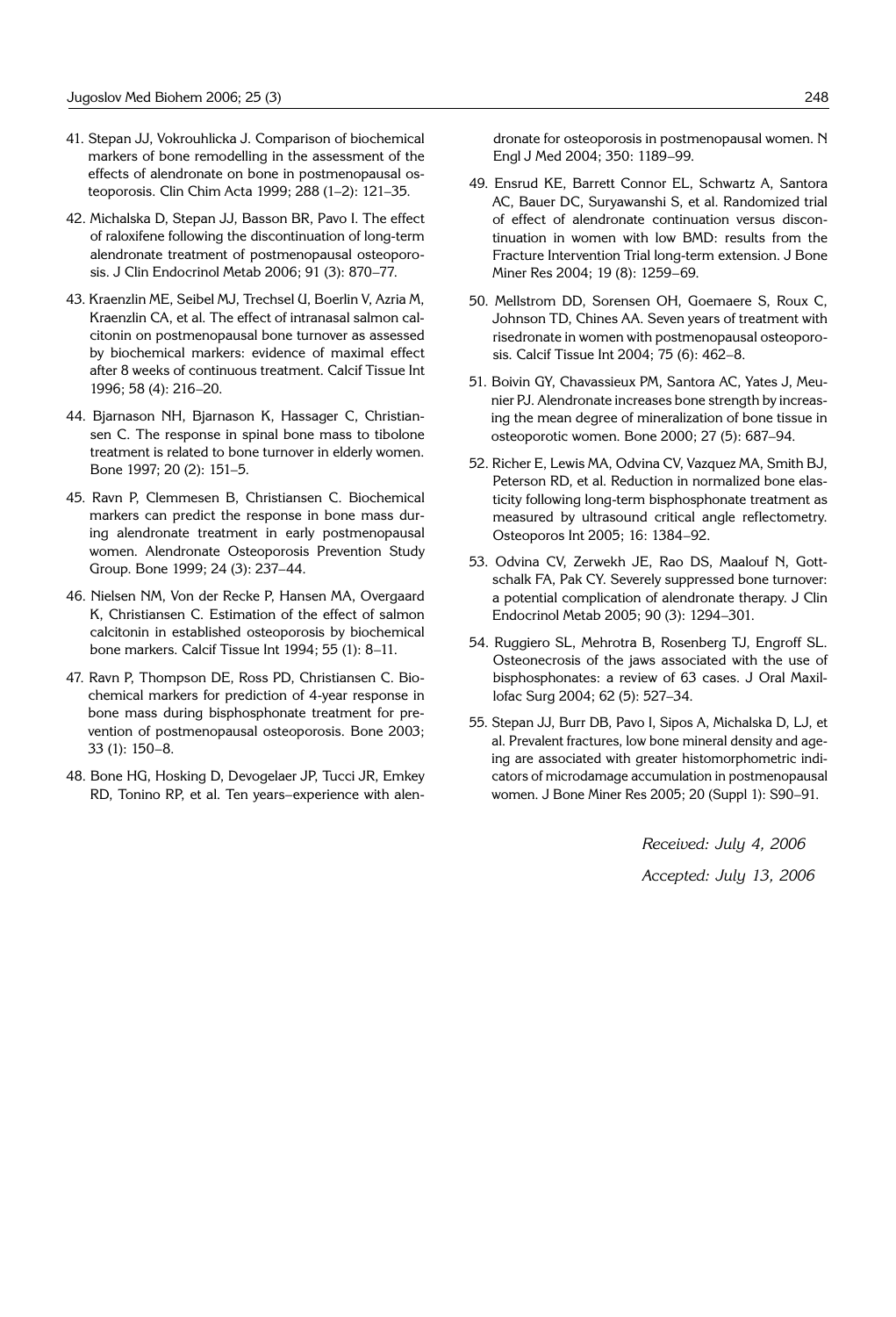41. Stepan JJ, Vokrouhlicka J. Comparison of biochemical markers of bone remodelling in the assessment of the effects of alendronate on bone in postmenopausal osteoporosis. Clin Chim Acta 1999; 288 (1–2): 121–35.

42. Michalska D, Stepan JJ, Basson BR, Pavo I. The effect of raloxifene following the discontinuation of long-term alendronate treatment of postmenopausal osteoporosis. J Clin Endocrinol Metab 2006; 91 (3): 870–77.

43. Kraenzlin ME, Seibel MJ, Trechsel U, Boerlin V, Azria M, Kraenzlin CA, et al. The effect of intranasal salmon calcitonin on postmenopausal bone turnover as assessed by biochemical markers: evidence of maximal effect after 8 weeks of continuous treatment. Calcif Tissue Int 1996; 58 (4): 216–20.

44. Bjarnason NH, Bjarnason K, Hassager C, Christiansen C. The response in spinal bone mass to tibolone treatment is related to bone turnover in elderly women. Bone 1997; 20 (2): 151–5.

45. Ravn P, Clemmesen B, Christiansen C. Biochemical markers can predict the response in bone mass during alendronate treatment in early postmenopausal women. Alendronate Osteoporosis Prevention Study Group. Bone 1999; 24 (3): 237–44.

46. Nielsen NM, Von der Recke P, Hansen MA, Overgaard K, Christiansen C. Estimation of the effect of salmon calcitonin in established osteoporosis by biochemical bone markers. Calcif Tissue Int 1994; 55 (1): 8–11.

47. Ravn P, Thompson DE, Ross PD, Christiansen C. Biochemical markers for prediction of 4-year response in bone mass during bisphosphonate treatment for prevention of postmenopausal osteoporosis. Bone 2003; 33 (1): 150–8.

48. Bone HG, Hosking D, Devogelaer JP, Tucci JR, Emkey RD, Tonino RP, et al. Ten years–experience with alendronate for osteoporosis in postmenopausal women. N Engl J Med 2004; 350: 1189–99.

49. Ensrud KE, Barrett Connor EL, Schwartz A, Santora AC, Bauer DC, Suryawanshi S, et al. Randomized trial of effect of alendronate continuation versus discontinuation in women with low BMD: results from the Fracture Intervention Trial long-term extension. J Bone Miner Res 2004; 19 (8): 1259–69.

50. Mellstrom DD, Sorensen OH, Goemaere S, Roux C, Johnson TD, Chines AA. Seven years of treatment with risedronate in women with postmenopausal osteoporosis. Calcif Tissue Int 2004; 75 (6): 462–8.

51. Boivin GY, Chavassieux PM, Santora AC, Yates J, Meunier PJ. Alendronate increases bone strength by increasing the mean degree of mineralization of bone tissue in osteoporotic women. Bone 2000; 27 (5): 687–94.

52. Richer E, Lewis MA, Odvina CV, Vazquez MA, Smith BJ, Peterson RD, et al. Reduction in normalized bone elasticity following long-term bisphosphonate treatment as measured by ultrasound critical angle reflectometry. Osteoporos Int 2005; 16: 1384–92.

53. Odvina CV, Zerwekh JE, Rao DS, Maalouf N, Gottschalk FA, Pak CY. Severely suppressed bone turnover: a potential complication of alendronate therapy. J Clin Endocrinol Metab 2005; 90 (3): 1294–301.

54. Ruggiero SL, Mehrotra B, Rosenberg TJ, Engroff SL. Osteonecrosis of the jaws associated with the use of bisphosphonates: a review of 63 cases. J Oral Maxillofac Surg 2004; 62 (5): 527–34.

55. Stepan JJ, Burr DB, Pavo I, Sipos A, Michalska D, LJ, et al. Prevalent fractures, low bone mineral density and ageing are associated with greater histomorphometric indicators of microdamage accumulation in postmenopausal women. J Bone Miner Res 2005; 20 (Suppl 1): S90–91.

*Received: July 4, 2006*

*Accepted: July 13, 2006*